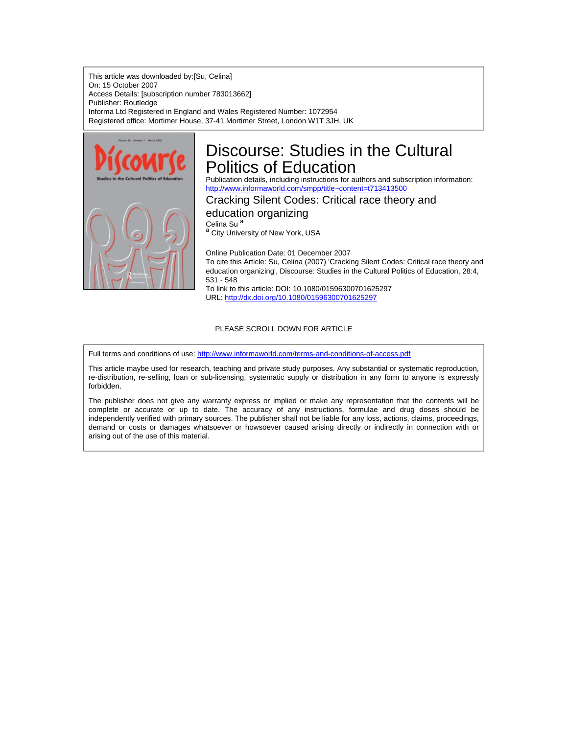This article was downloaded by:[Su, Celina]
On: 15 October 2007
Access Details: [subscription number 783013662]
Publisher: Routledge
Informa Ltd Registered in England and Wales Registered Number: 1072954
Registered office: Mortimer House, 37-41 Mortimer Street, London W1T 3JH, UK

# Discourse: Studies in the Cultural Politics of Education

Publication details, including instructions for authors and subscription information:
http://www.informaworld.com/smpp/title~content=t713413500

## Cracking Silent Codes: Critical race theory and education organizing

Celina Su [a]

[a] City University of New York, USA

Online Publication Date: 01 December 2007

To cite this Article: Su, Celina (2007) 'Cracking Silent Codes: Critical race theory and education organizing', Discourse: Studies in the Cultural Politics of Education, 28:4, 531 - 548

To link to this article: DOI: 10.1080/01596300701625297

URL: http://dx.doi.org/10.1080/01596300701625297

PLEASE SCROLL DOWN FOR ARTICLE

Full terms and conditions of use: http://www.informaworld.com/terms-and-conditions-of-access.pdf

This article maybe used for research, teaching and private study purposes. Any substantial or systematic reproduction, re-distribution, re-selling, loan or sub-licensing, systematic supply or distribution in any form to anyone is expressly forbidden.

The publisher does not give any warranty express or implied or make any representation that the contents will be complete or accurate or up to date. The accuracy of any instructions, formulae and drug doses should be independently verified with primary sources. The publisher shall not be liable for any loss, actions, claims, proceedings, demand or costs or damages whatsoever or howsoever caused arising directly or indirectly in connection with or arising out of the use of this material.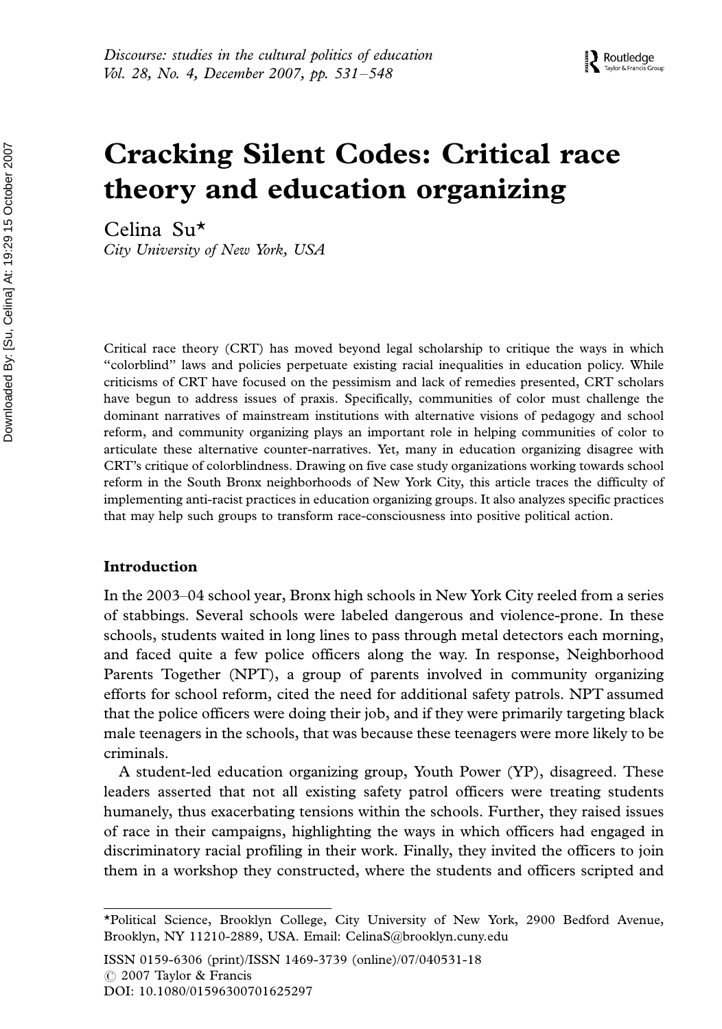# Cracking Silent Codes: Critical race theory and education organizing

Celina Su*

*City University of New York, USA*

Critical race theory (CRT) has moved beyond legal scholarship to critique the ways in which "colorblind" laws and policies perpetuate existing racial inequalities in education policy. While criticisms of CRT have focused on the pessimism and lack of remedies presented, CRT scholars have begun to address issues of praxis. Specifically, communities of color must challenge the dominant narratives of mainstream institutions with alternative visions of pedagogy and school reform, and community organizing plays an important role in helping communities of color to articulate these alternative counter-narratives. Yet, many in education organizing disagree with CRT's critique of colorblindness. Drawing on five case study organizations working towards school reform in the South Bronx neighborhoods of New York City, this article traces the difficulty of implementing anti-racist practices in education organizing groups. It also analyzes specific practices that may help such groups to transform race-consciousness into positive political action.

## Introduction

In the 2003–04 school year, Bronx high schools in New York City reeled from a series of stabbings. Several schools were labeled dangerous and violence-prone. In these schools, students waited in long lines to pass through metal detectors each morning, and faced quite a few police officers along the way. In response, Neighborhood Parents Together (NPT), a group of parents involved in community organizing efforts for school reform, cited the need for additional safety patrols. NPT assumed that the police officers were doing their job, and if they were primarily targeting black male teenagers in the schools, that was because these teenagers were more likely to be criminals.

A student-led education organizing group, Youth Power (YP), disagreed. These leaders asserted that not all existing safety patrol officers were treating students humanely, thus exacerbating tensions within the schools. Further, they raised issues of race in their campaigns, highlighting the ways in which officers had engaged in discriminatory racial profiling in their work. Finally, they invited the officers to join them in a workshop they constructed, where the students and officers scripted and

*Political Science, Brooklyn College, City University of New York, 2900 Bedford Avenue, Brooklyn, NY 11210-2889, USA. Email: CelinaS@brooklyn.cuny.edu

ISSN 0159-6306 (print)/ISSN 1469-3739 (online)/07/040531-18
© 2007 Taylor & Francis
DOI: 10.1080/01596300701625297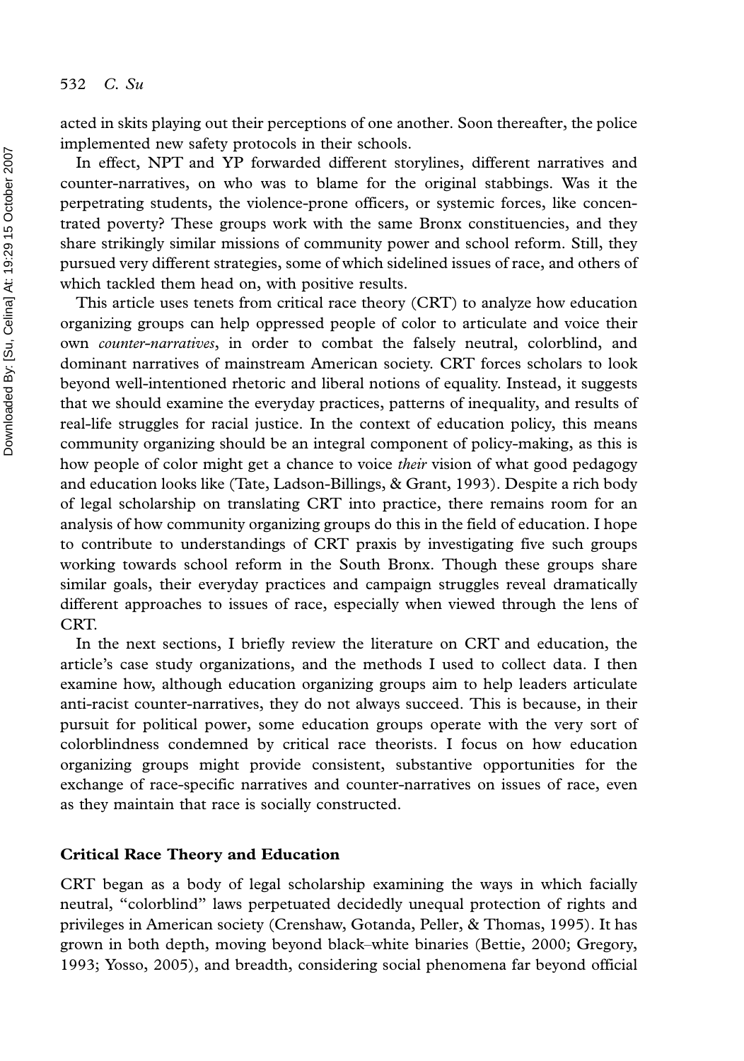acted in skits playing out their perceptions of one another. Soon thereafter, the police implemented new safety protocols in their schools.

In effect, NPT and YP forwarded different storylines, different narratives and counter-narratives, on who was to blame for the original stabbings. Was it the perpetrating students, the violence-prone officers, or systemic forces, like concentrated poverty? These groups work with the same Bronx constituencies, and they share strikingly similar missions of community power and school reform. Still, they pursued very different strategies, some of which sidelined issues of race, and others of which tackled them head on, with positive results.

This article uses tenets from critical race theory (CRT) to analyze how education organizing groups can help oppressed people of color to articulate and voice their own *counter-narratives*, in order to combat the falsely neutral, colorblind, and dominant narratives of mainstream American society. CRT forces scholars to look beyond well-intentioned rhetoric and liberal notions of equality. Instead, it suggests that we should examine the everyday practices, patterns of inequality, and results of real-life struggles for racial justice. In the context of education policy, this means community organizing should be an integral component of policy-making, as this is how people of color might get a chance to voice *their* vision of what good pedagogy and education looks like (Tate, Ladson-Billings, & Grant, 1993). Despite a rich body of legal scholarship on translating CRT into practice, there remains room for an analysis of how community organizing groups do this in the field of education. I hope to contribute to understandings of CRT praxis by investigating five such groups working towards school reform in the South Bronx. Though these groups share similar goals, their everyday practices and campaign struggles reveal dramatically different approaches to issues of race, especially when viewed through the lens of CRT.

In the next sections, I briefly review the literature on CRT and education, the article's case study organizations, and the methods I used to collect data. I then examine how, although education organizing groups aim to help leaders articulate anti-racist counter-narratives, they do not always succeed. This is because, in their pursuit for political power, some education groups operate with the very sort of colorblindness condemned by critical race theorists. I focus on how education organizing groups might provide consistent, substantive opportunities for the exchange of race-specific narratives and counter-narratives on issues of race, even as they maintain that race is socially constructed.

## Critical Race Theory and Education

CRT began as a body of legal scholarship examining the ways in which facially neutral, "colorblind" laws perpetuated decidedly unequal protection of rights and privileges in American society (Crenshaw, Gotanda, Peller, & Thomas, 1995). It has grown in both depth, moving beyond black–white binaries (Bettie, 2000; Gregory, 1993; Yosso, 2005), and breadth, considering social phenomena far beyond official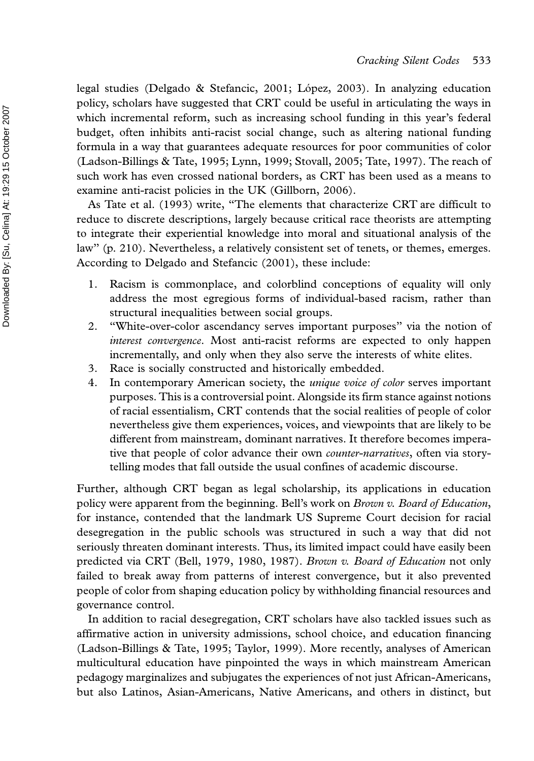legal studies (Delgado & Stefancic, 2001; López, 2003). In analyzing education policy, scholars have suggested that CRT could be useful in articulating the ways in which incremental reform, such as increasing school funding in this year's federal budget, often inhibits anti-racist social change, such as altering national funding formula in a way that guarantees adequate resources for poor communities of color (Ladson-Billings & Tate, 1995; Lynn, 1999; Stovall, 2005; Tate, 1997). The reach of such work has even crossed national borders, as CRT has been used as a means to examine anti-racist policies in the UK (Gillborn, 2006).

As Tate et al. (1993) write, "The elements that characterize CRT are difficult to reduce to discrete descriptions, largely because critical race theorists are attempting to integrate their experiential knowledge into moral and situational analysis of the law" (p. 210). Nevertheless, a relatively consistent set of tenets, or themes, emerges. According to Delgado and Stefancic (2001), these include:

1. Racism is commonplace, and colorblind conceptions of equality will only address the most egregious forms of individual-based racism, rather than structural inequalities between social groups.
2. "White-over-color ascendancy serves important purposes" via the notion of *interest convergence*. Most anti-racist reforms are expected to only happen incrementally, and only when they also serve the interests of white elites.
3. Race is socially constructed and historically embedded.
4. In contemporary American society, the *unique voice of color* serves important purposes. This is a controversial point. Alongside its firm stance against notions of racial essentialism, CRT contends that the social realities of people of color nevertheless give them experiences, voices, and viewpoints that are likely to be different from mainstream, dominant narratives. It therefore becomes imperative that people of color advance their own *counter-narratives*, often via storytelling modes that fall outside the usual confines of academic discourse.

Further, although CRT began as legal scholarship, its applications in education policy were apparent from the beginning. Bell's work on *Brown v. Board of Education*, for instance, contended that the landmark US Supreme Court decision for racial desegregation in the public schools was structured in such a way that did not seriously threaten dominant interests. Thus, its limited impact could have easily been predicted via CRT (Bell, 1979, 1980, 1987). *Brown v. Board of Education* not only failed to break away from patterns of interest convergence, but it also prevented people of color from shaping education policy by withholding financial resources and governance control.

In addition to racial desegregation, CRT scholars have also tackled issues such as affirmative action in university admissions, school choice, and education financing (Ladson-Billings & Tate, 1995; Taylor, 1999). More recently, analyses of American multicultural education have pinpointed the ways in which mainstream American pedagogy marginalizes and subjugates the experiences of not just African-Americans, but also Latinos, Asian-Americans, Native Americans, and others in distinct, but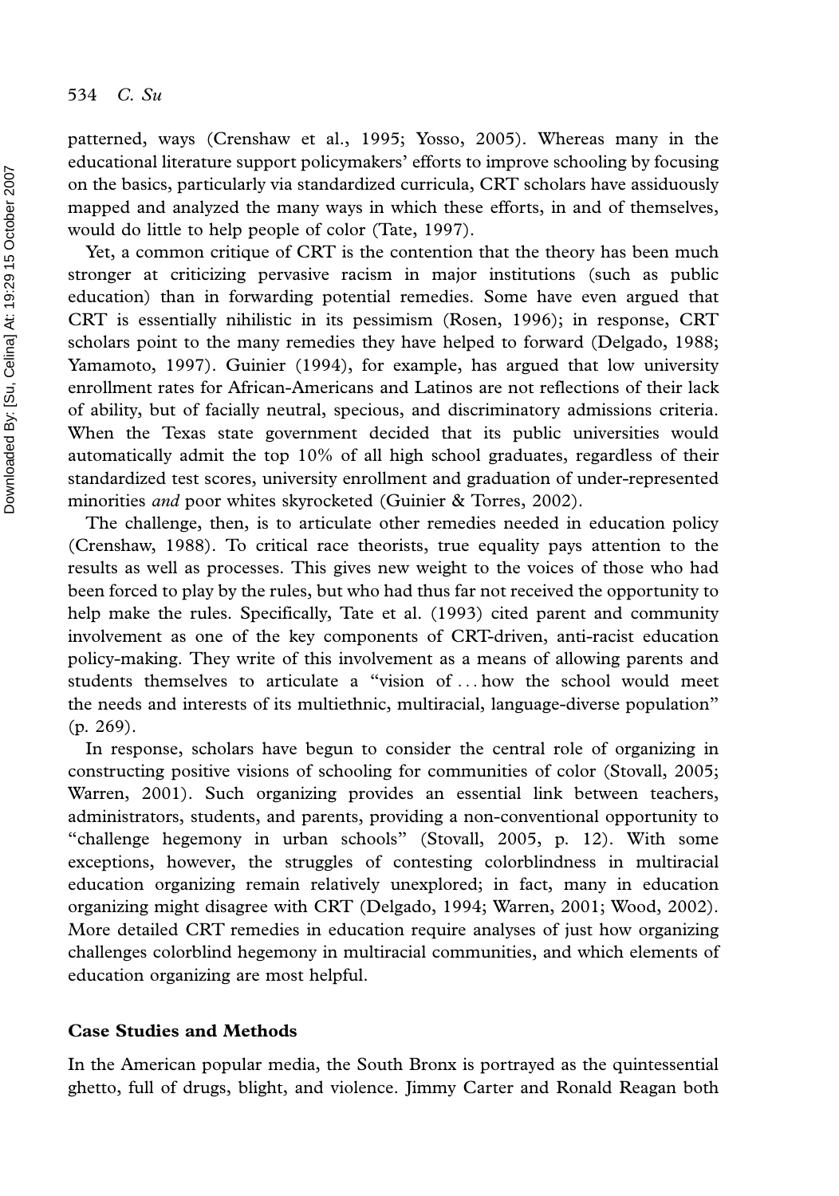patterned, ways (Crenshaw et al., 1995; Yosso, 2005). Whereas many in the educational literature support policymakers' efforts to improve schooling by focusing on the basics, particularly via standardized curricula, CRT scholars have assiduously mapped and analyzed the many ways in which these efforts, in and of themselves, would do little to help people of color (Tate, 1997).

Yet, a common critique of CRT is the contention that the theory has been much stronger at criticizing pervasive racism in major institutions (such as public education) than in forwarding potential remedies. Some have even argued that CRT is essentially nihilistic in its pessimism (Rosen, 1996); in response, CRT scholars point to the many remedies they have helped to forward (Delgado, 1988; Yamamoto, 1997). Guinier (1994), for example, has argued that low university enrollment rates for African-Americans and Latinos are not reflections of their lack of ability, but of facially neutral, specious, and discriminatory admissions criteria. When the Texas state government decided that its public universities would automatically admit the top 10% of all high school graduates, regardless of their standardized test scores, university enrollment and graduation of under-represented minorities *and* poor whites skyrocketed (Guinier & Torres, 2002).

The challenge, then, is to articulate other remedies needed in education policy (Crenshaw, 1988). To critical race theorists, true equality pays attention to the results as well as processes. This gives new weight to the voices of those who had been forced to play by the rules, but who had thus far not received the opportunity to help make the rules. Specifically, Tate et al. (1993) cited parent and community involvement as one of the key components of CRT-driven, anti-racist education policy-making. They write of this involvement as a means of allowing parents and students themselves to articulate a "vision of … how the school would meet the needs and interests of its multiethnic, multiracial, language-diverse population" (p. 269).

In response, scholars have begun to consider the central role of organizing in constructing positive visions of schooling for communities of color (Stovall, 2005; Warren, 2001). Such organizing provides an essential link between teachers, administrators, students, and parents, providing a non-conventional opportunity to "challenge hegemony in urban schools" (Stovall, 2005, p. 12). With some exceptions, however, the struggles of contesting colorblindness in multiracial education organizing remain relatively unexplored; in fact, many in education organizing might disagree with CRT (Delgado, 1994; Warren, 2001; Wood, 2002). More detailed CRT remedies in education require analyses of just how organizing challenges colorblind hegemony in multiracial communities, and which elements of education organizing are most helpful.

## Case Studies and Methods

In the American popular media, the South Bronx is portrayed as the quintessential ghetto, full of drugs, blight, and violence. Jimmy Carter and Ronald Reagan both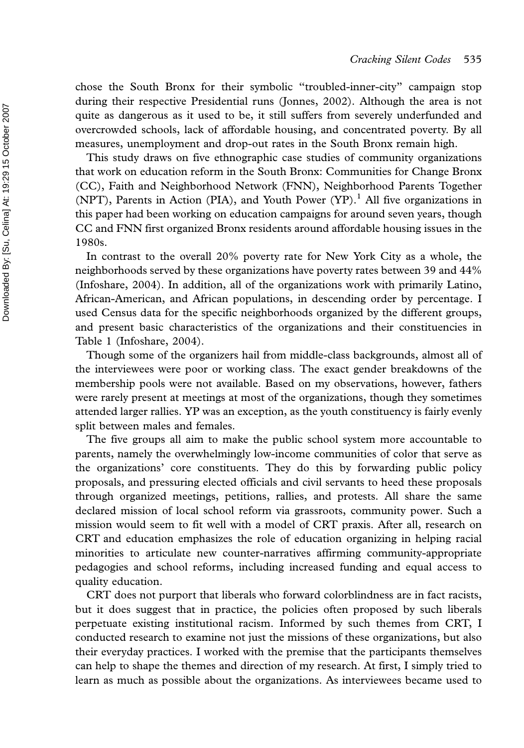chose the South Bronx for their symbolic "troubled-inner-city" campaign stop during their respective Presidential runs (Jonnes, 2002). Although the area is not quite as dangerous as it used to be, it still suffers from severely underfunded and overcrowded schools, lack of affordable housing, and concentrated poverty. By all measures, unemployment and drop-out rates in the South Bronx remain high.

This study draws on five ethnographic case studies of community organizations that work on education reform in the South Bronx: Communities for Change Bronx (CC), Faith and Neighborhood Network (FNN), Neighborhood Parents Together (NPT), Parents in Action (PIA), and Youth Power (YP).[1] All five organizations in this paper had been working on education campaigns for around seven years, though CC and FNN first organized Bronx residents around affordable housing issues in the 1980s.

In contrast to the overall 20% poverty rate for New York City as a whole, the neighborhoods served by these organizations have poverty rates between 39 and 44% (Infoshare, 2004). In addition, all of the organizations work with primarily Latino, African-American, and African populations, in descending order by percentage. I used Census data for the specific neighborhoods organized by the different groups, and present basic characteristics of the organizations and their constituencies in Table 1 (Infoshare, 2004).

Though some of the organizers hail from middle-class backgrounds, almost all of the interviewees were poor or working class. The exact gender breakdowns of the membership pools were not available. Based on my observations, however, fathers were rarely present at meetings at most of the organizations, though they sometimes attended larger rallies. YP was an exception, as the youth constituency is fairly evenly split between males and females.

The five groups all aim to make the public school system more accountable to parents, namely the overwhelmingly low-income communities of color that serve as the organizations' core constituents. They do this by forwarding public policy proposals, and pressuring elected officials and civil servants to heed these proposals through organized meetings, petitions, rallies, and protests. All share the same declared mission of local school reform via grassroots, community power. Such a mission would seem to fit well with a model of CRT praxis. After all, research on CRT and education emphasizes the role of education organizing in helping racial minorities to articulate new counter-narratives affirming community-appropriate pedagogies and school reforms, including increased funding and equal access to quality education.

CRT does not purport that liberals who forward colorblindness are in fact racists, but it does suggest that in practice, the policies often proposed by such liberals perpetuate existing institutional racism. Informed by such themes from CRT, I conducted research to examine not just the missions of these organizations, but also their everyday practices. I worked with the premise that the participants themselves can help to shape the themes and direction of my research. At first, I simply tried to learn as much as possible about the organizations. As interviewees became used to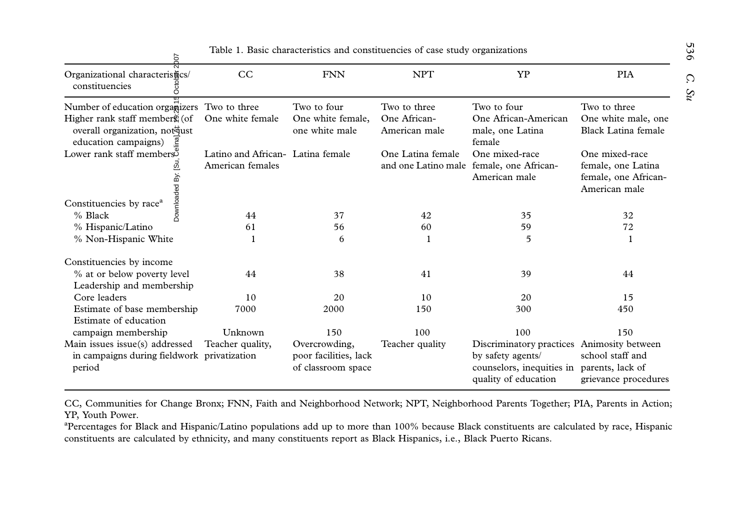Table 1. Basic characteristics and constituencies of case study organizations

| Organizational characteristics/ constituencies | CC | FNN | NPT | YP | PIA |
|---|---|---|---|---|---|
| Number of education organizers | Two to three | Two to four | Two to three | Two to four | Two to three |
| Higher rank staff members (of overall organization, not just education campaigns) | One white female | One white female, one white male | One African-American male | One African-American male, one Latina female | One white male, one Black Latina female |
| Lower rank staff members | Latino and African-American females | Latina female | One Latina female and one Latino male | One mixed-race female, one African-American male | One mixed-race female, one Latina female, one African-American male |
| Constituencies by race[a] | | | | | |
| % Black | 44 | 37 | 42 | 35 | 32 |
| % Hispanic/Latino | 61 | 56 | 60 | 59 | 72 |
| % Non-Hispanic White | 1 | 6 | 1 | 5 | 1 |
| Constituencies by income | | | | | |
| % at or below poverty level | 44 | 38 | 41 | 39 | 44 |
| Leadership and membership | | | | | |
| Core leaders | 10 | 20 | 10 | 20 | 15 |
| Estimate of base membership | 7000 | 2000 | 150 | 300 | 450 |
| Estimate of education campaign membership | Unknown | 150 | 100 | 100 | 150 |
| Main issues issue(s) addressed in campaigns during fieldwork period | Teacher quality, privatization | Overcrowding, poor facilities, lack of classroom space | Teacher quality | Discriminatory practices by safety agents/ counselors, inequities in quality of education | Animosity between school staff and parents, lack of grievance procedures |

CC, Communities for Change Bronx; FNN, Faith and Neighborhood Network; NPT, Neighborhood Parents Together; PIA, Parents in Action; YP, Youth Power.

[a]Percentages for Black and Hispanic/Latino populations add up to more than 100% because Black constituents are calculated by race, Hispanic constituents are calculated by ethnicity, and many constituents report as Black Hispanics, i.e., Black Puerto Ricans.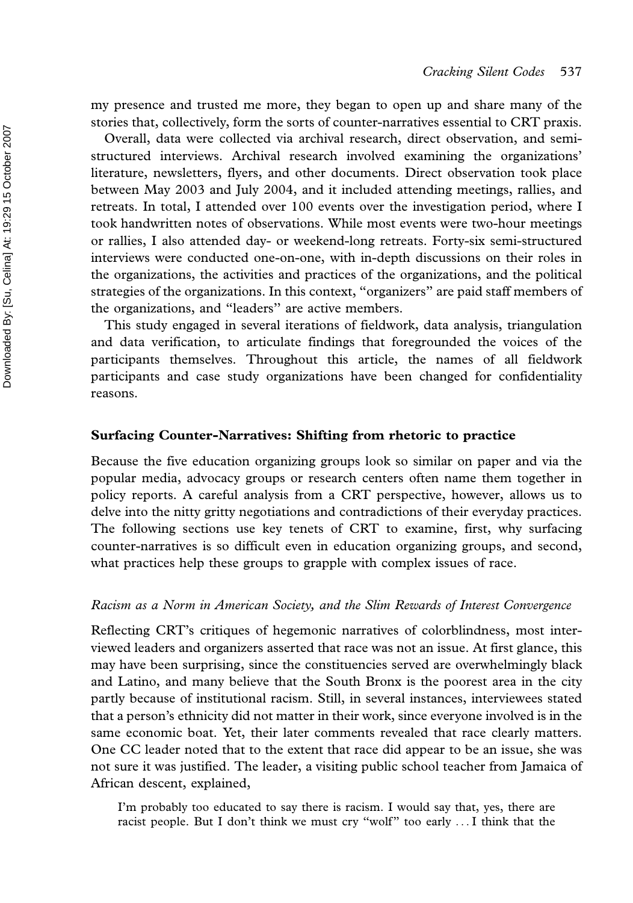my presence and trusted me more, they began to open up and share many of the stories that, collectively, form the sorts of counter-narratives essential to CRT praxis.

Overall, data were collected via archival research, direct observation, and semi-structured interviews. Archival research involved examining the organizations' literature, newsletters, flyers, and other documents. Direct observation took place between May 2003 and July 2004, and it included attending meetings, rallies, and retreats. In total, I attended over 100 events over the investigation period, where I took handwritten notes of observations. While most events were two-hour meetings or rallies, I also attended day- or weekend-long retreats. Forty-six semi-structured interviews were conducted one-on-one, with in-depth discussions on their roles in the organizations, the activities and practices of the organizations, and the political strategies of the organizations. In this context, "organizers" are paid staff members of the organizations, and "leaders" are active members.

This study engaged in several iterations of fieldwork, data analysis, triangulation and data verification, to articulate findings that foregrounded the voices of the participants themselves. Throughout this article, the names of all fieldwork participants and case study organizations have been changed for confidentiality reasons.

## Surfacing Counter-Narratives: Shifting from rhetoric to practice

Because the five education organizing groups look so similar on paper and via the popular media, advocacy groups or research centers often name them together in policy reports. A careful analysis from a CRT perspective, however, allows us to delve into the nitty gritty negotiations and contradictions of their everyday practices. The following sections use key tenets of CRT to examine, first, why surfacing counter-narratives is so difficult even in education organizing groups, and second, what practices help these groups to grapple with complex issues of race.

### *Racism as a Norm in American Society, and the Slim Rewards of Interest Convergence*

Reflecting CRT's critiques of hegemonic narratives of colorblindness, most interviewed leaders and organizers asserted that race was not an issue. At first glance, this may have been surprising, since the constituencies served are overwhelmingly black and Latino, and many believe that the South Bronx is the poorest area in the city partly because of institutional racism. Still, in several instances, interviewees stated that a person's ethnicity did not matter in their work, since everyone involved is in the same economic boat. Yet, their later comments revealed that race clearly matters. One CC leader noted that to the extent that race did appear to be an issue, she was not sure it was justified. The leader, a visiting public school teacher from Jamaica of African descent, explained,

> I'm probably too educated to say there is racism. I would say that, yes, there are racist people. But I don't think we must cry "wolf" too early . . . I think that the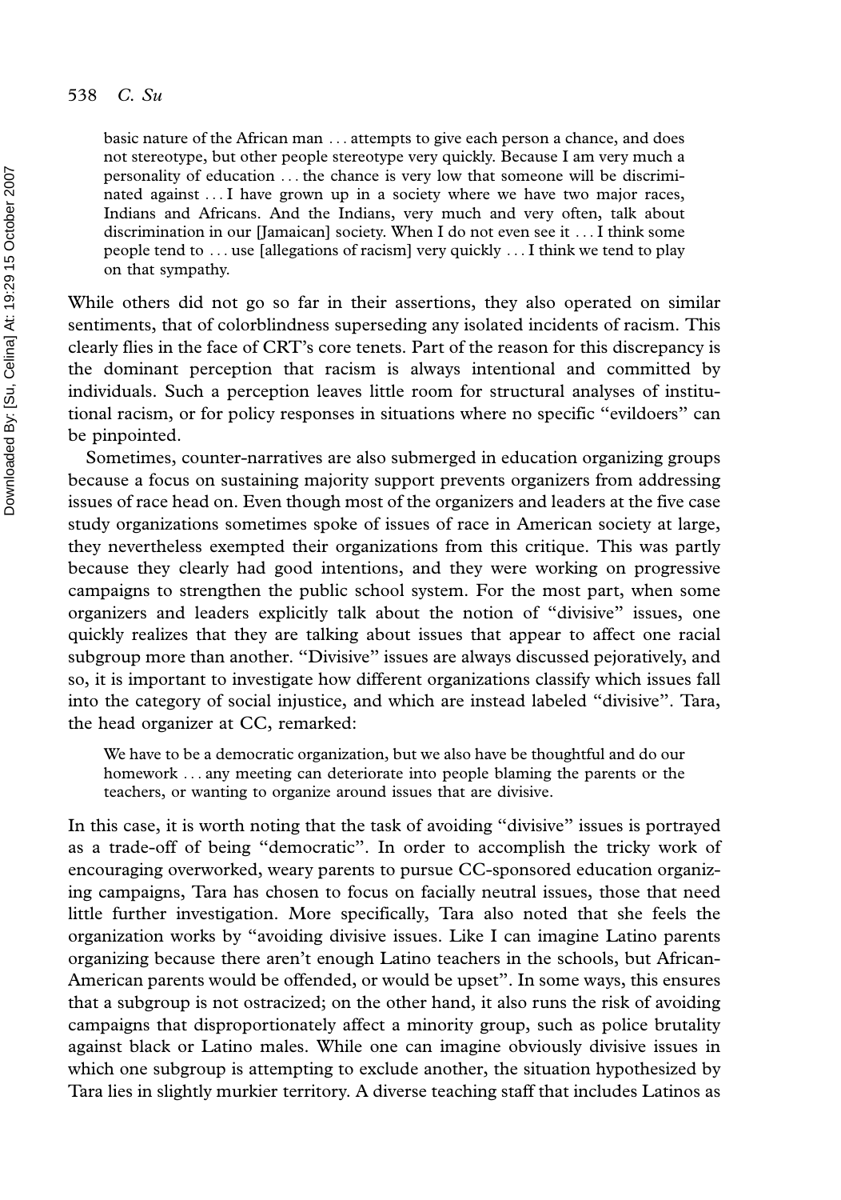> basic nature of the African man … attempts to give each person a chance, and does not stereotype, but other people stereotype very quickly. Because I am very much a personality of education … the chance is very low that someone will be discriminated against … I have grown up in a society where we have two major races, Indians and Africans. And the Indians, very much and very often, talk about discrimination in our [Jamaican] society. When I do not even see it … I think some people tend to … use [allegations of racism] very quickly … I think we tend to play on that sympathy.

While others did not go so far in their assertions, they also operated on similar sentiments, that of colorblindness superseding any isolated incidents of racism. This clearly flies in the face of CRT's core tenets. Part of the reason for this discrepancy is the dominant perception that racism is always intentional and committed by individuals. Such a perception leaves little room for structural analyses of institutional racism, or for policy responses in situations where no specific "evildoers" can be pinpointed.

Sometimes, counter-narratives are also submerged in education organizing groups because a focus on sustaining majority support prevents organizers from addressing issues of race head on. Even though most of the organizers and leaders at the five case study organizations sometimes spoke of issues of race in American society at large, they nevertheless exempted their organizations from this critique. This was partly because they clearly had good intentions, and they were working on progressive campaigns to strengthen the public school system. For the most part, when some organizers and leaders explicitly talk about the notion of "divisive" issues, one quickly realizes that they are talking about issues that appear to affect one racial subgroup more than another. "Divisive" issues are always discussed pejoratively, and so, it is important to investigate how different organizations classify which issues fall into the category of social injustice, and which are instead labeled "divisive". Tara, the head organizer at CC, remarked:

> We have to be a democratic organization, but we also have be thoughtful and do our homework … any meeting can deteriorate into people blaming the parents or the teachers, or wanting to organize around issues that are divisive.

In this case, it is worth noting that the task of avoiding "divisive" issues is portrayed as a trade-off of being "democratic". In order to accomplish the tricky work of encouraging overworked, weary parents to pursue CC-sponsored education organizing campaigns, Tara has chosen to focus on facially neutral issues, those that need little further investigation. More specifically, Tara also noted that she feels the organization works by "avoiding divisive issues. Like I can imagine Latino parents organizing because there aren't enough Latino teachers in the schools, but African-American parents would be offended, or would be upset". In some ways, this ensures that a subgroup is not ostracized; on the other hand, it also runs the risk of avoiding campaigns that disproportionately affect a minority group, such as police brutality against black or Latino males. While one can imagine obviously divisive issues in which one subgroup is attempting to exclude another, the situation hypothesized by Tara lies in slightly murkier territory. A diverse teaching staff that includes Latinos as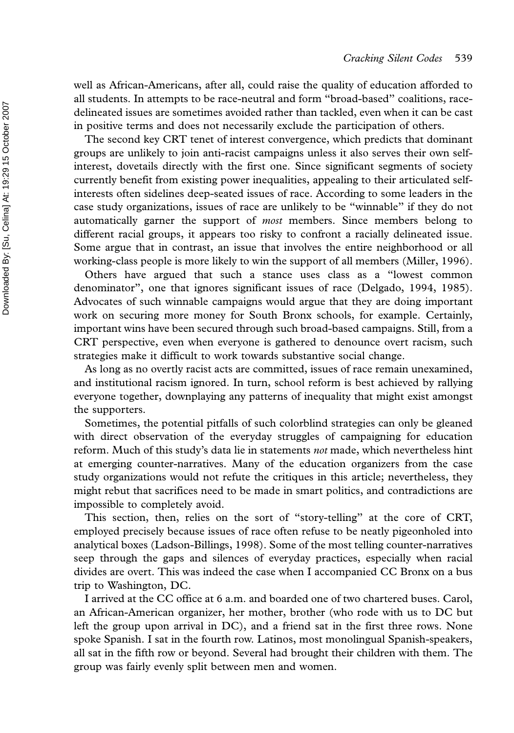well as African-Americans, after all, could raise the quality of education afforded to all students. In attempts to be race-neutral and form "broad-based" coalitions, race-delineated issues are sometimes avoided rather than tackled, even when it can be cast in positive terms and does not necessarily exclude the participation of others.

The second key CRT tenet of interest convergence, which predicts that dominant groups are unlikely to join anti-racist campaigns unless it also serves their own self-interest, dovetails directly with the first one. Since significant segments of society currently benefit from existing power inequalities, appealing to their articulated self-interests often sidelines deep-seated issues of race. According to some leaders in the case study organizations, issues of race are unlikely to be "winnable" if they do not automatically garner the support of *most* members. Since members belong to different racial groups, it appears too risky to confront a racially delineated issue. Some argue that in contrast, an issue that involves the entire neighborhood or all working-class people is more likely to win the support of all members (Miller, 1996).

Others have argued that such a stance uses class as a "lowest common denominator", one that ignores significant issues of race (Delgado, 1994, 1985). Advocates of such winnable campaigns would argue that they are doing important work on securing more money for South Bronx schools, for example. Certainly, important wins have been secured through such broad-based campaigns. Still, from a CRT perspective, even when everyone is gathered to denounce overt racism, such strategies make it difficult to work towards substantive social change.

As long as no overtly racist acts are committed, issues of race remain unexamined, and institutional racism ignored. In turn, school reform is best achieved by rallying everyone together, downplaying any patterns of inequality that might exist amongst the supporters.

Sometimes, the potential pitfalls of such colorblind strategies can only be gleaned with direct observation of the everyday struggles of campaigning for education reform. Much of this study's data lie in statements *not* made, which nevertheless hint at emerging counter-narratives. Many of the education organizers from the case study organizations would not refute the critiques in this article; nevertheless, they might rebut that sacrifices need to be made in smart politics, and contradictions are impossible to completely avoid.

This section, then, relies on the sort of "story-telling" at the core of CRT, employed precisely because issues of race often refuse to be neatly pigeonholed into analytical boxes (Ladson-Billings, 1998). Some of the most telling counter-narratives seep through the gaps and silences of everyday practices, especially when racial divides are overt. This was indeed the case when I accompanied CC Bronx on a bus trip to Washington, DC.

I arrived at the CC office at 6 a.m. and boarded one of two chartered buses. Carol, an African-American organizer, her mother, brother (who rode with us to DC but left the group upon arrival in DC), and a friend sat in the first three rows. None spoke Spanish. I sat in the fourth row. Latinos, most monolingual Spanish-speakers, all sat in the fifth row or beyond. Several had brought their children with them. The group was fairly evenly split between men and women.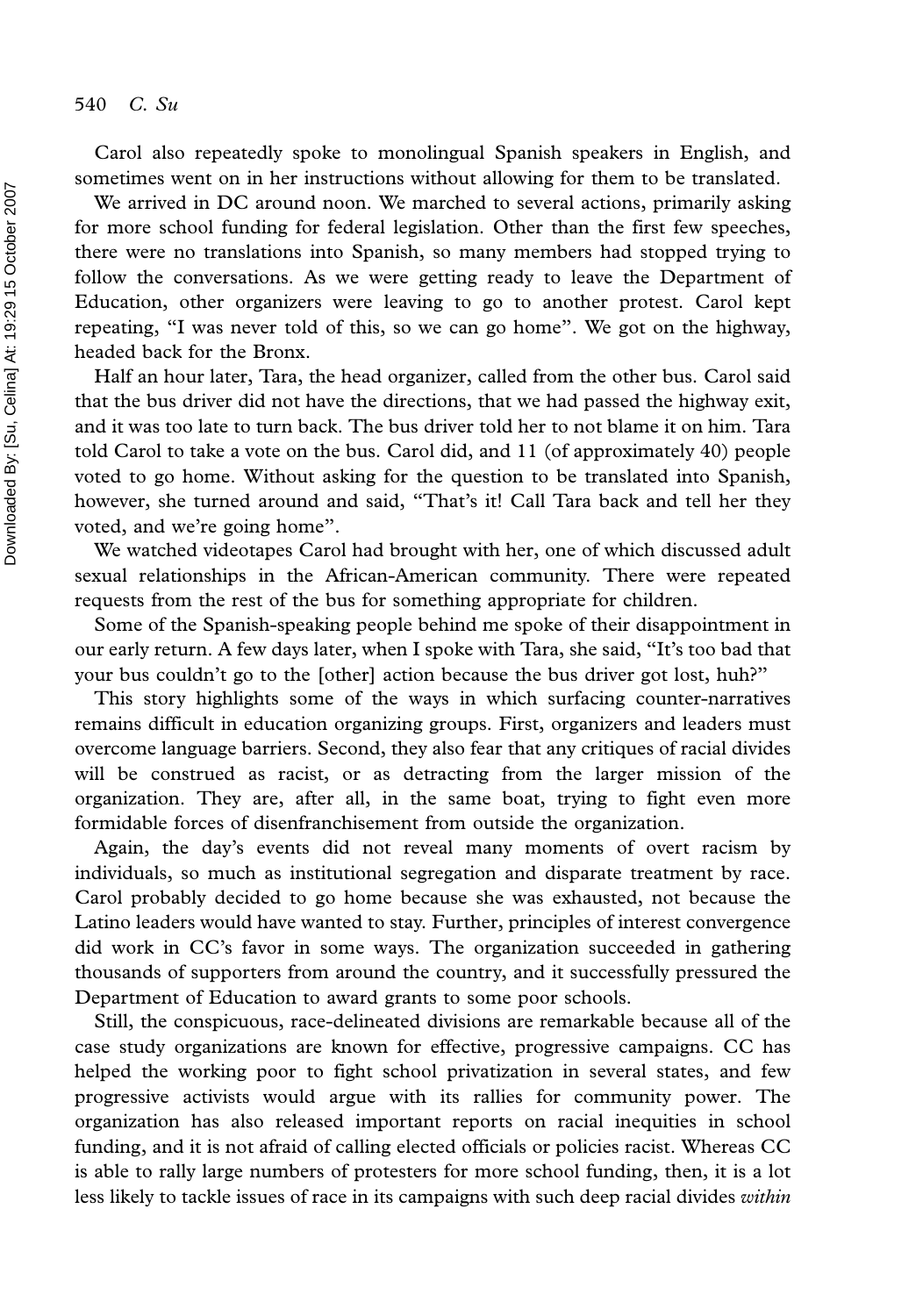Carol also repeatedly spoke to monolingual Spanish speakers in English, and sometimes went on in her instructions without allowing for them to be translated.

We arrived in DC around noon. We marched to several actions, primarily asking for more school funding for federal legislation. Other than the first few speeches, there were no translations into Spanish, so many members had stopped trying to follow the conversations. As we were getting ready to leave the Department of Education, other organizers were leaving to go to another protest. Carol kept repeating, "I was never told of this, so we can go home". We got on the highway, headed back for the Bronx.

Half an hour later, Tara, the head organizer, called from the other bus. Carol said that the bus driver did not have the directions, that we had passed the highway exit, and it was too late to turn back. The bus driver told her to not blame it on him. Tara told Carol to take a vote on the bus. Carol did, and 11 (of approximately 40) people voted to go home. Without asking for the question to be translated into Spanish, however, she turned around and said, "That's it! Call Tara back and tell her they voted, and we're going home".

We watched videotapes Carol had brought with her, one of which discussed adult sexual relationships in the African-American community. There were repeated requests from the rest of the bus for something appropriate for children.

Some of the Spanish-speaking people behind me spoke of their disappointment in our early return. A few days later, when I spoke with Tara, she said, "It's too bad that your bus couldn't go to the [other] action because the bus driver got lost, huh?"

This story highlights some of the ways in which surfacing counter-narratives remains difficult in education organizing groups. First, organizers and leaders must overcome language barriers. Second, they also fear that any critiques of racial divides will be construed as racist, or as detracting from the larger mission of the organization. They are, after all, in the same boat, trying to fight even more formidable forces of disenfranchisement from outside the organization.

Again, the day's events did not reveal many moments of overt racism by individuals, so much as institutional segregation and disparate treatment by race. Carol probably decided to go home because she was exhausted, not because the Latino leaders would have wanted to stay. Further, principles of interest convergence did work in CC's favor in some ways. The organization succeeded in gathering thousands of supporters from around the country, and it successfully pressured the Department of Education to award grants to some poor schools.

Still, the conspicuous, race-delineated divisions are remarkable because all of the case study organizations are known for effective, progressive campaigns. CC has helped the working poor to fight school privatization in several states, and few progressive activists would argue with its rallies for community power. The organization has also released important reports on racial inequities in school funding, and it is not afraid of calling elected officials or policies racist. Whereas CC is able to rally large numbers of protesters for more school funding, then, it is a lot less likely to tackle issues of race in its campaigns with such deep racial divides *within*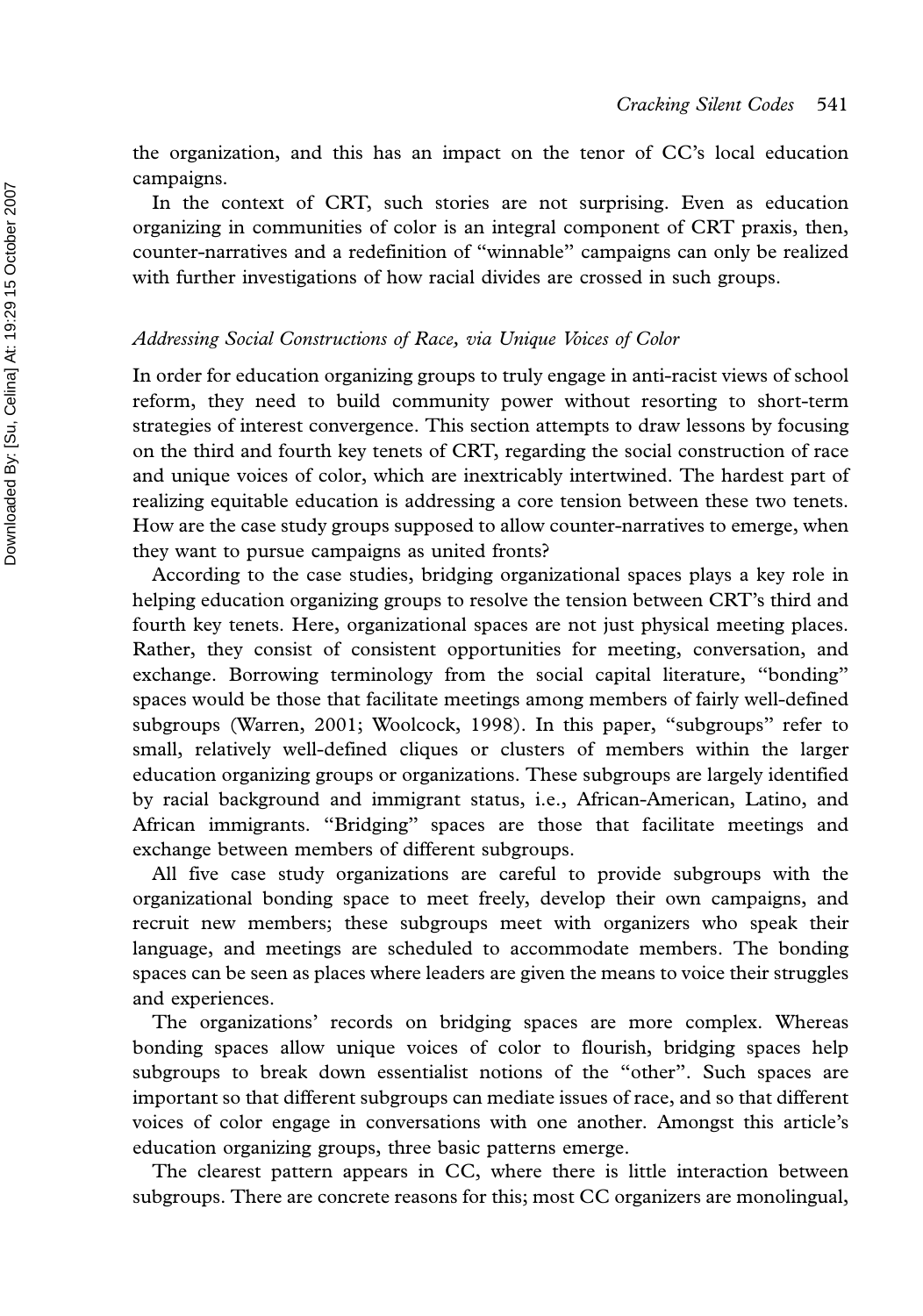the organization, and this has an impact on the tenor of CC's local education campaigns.

In the context of CRT, such stories are not surprising. Even as education organizing in communities of color is an integral component of CRT praxis, then, counter-narratives and a redefinition of "winnable" campaigns can only be realized with further investigations of how racial divides are crossed in such groups.

### *Addressing Social Constructions of Race, via Unique Voices of Color*

In order for education organizing groups to truly engage in anti-racist views of school reform, they need to build community power without resorting to short-term strategies of interest convergence. This section attempts to draw lessons by focusing on the third and fourth key tenets of CRT, regarding the social construction of race and unique voices of color, which are inextricably intertwined. The hardest part of realizing equitable education is addressing a core tension between these two tenets. How are the case study groups supposed to allow counter-narratives to emerge, when they want to pursue campaigns as united fronts?

According to the case studies, bridging organizational spaces plays a key role in helping education organizing groups to resolve the tension between CRT's third and fourth key tenets. Here, organizational spaces are not just physical meeting places. Rather, they consist of consistent opportunities for meeting, conversation, and exchange. Borrowing terminology from the social capital literature, "bonding" spaces would be those that facilitate meetings among members of fairly well-defined subgroups (Warren, 2001; Woolcock, 1998). In this paper, "subgroups" refer to small, relatively well-defined cliques or clusters of members within the larger education organizing groups or organizations. These subgroups are largely identified by racial background and immigrant status, i.e., African-American, Latino, and African immigrants. "Bridging" spaces are those that facilitate meetings and exchange between members of different subgroups.

All five case study organizations are careful to provide subgroups with the organizational bonding space to meet freely, develop their own campaigns, and recruit new members; these subgroups meet with organizers who speak their language, and meetings are scheduled to accommodate members. The bonding spaces can be seen as places where leaders are given the means to voice their struggles and experiences.

The organizations' records on bridging spaces are more complex. Whereas bonding spaces allow unique voices of color to flourish, bridging spaces help subgroups to break down essentialist notions of the "other". Such spaces are important so that different subgroups can mediate issues of race, and so that different voices of color engage in conversations with one another. Amongst this article's education organizing groups, three basic patterns emerge.

The clearest pattern appears in CC, where there is little interaction between subgroups. There are concrete reasons for this; most CC organizers are monolingual,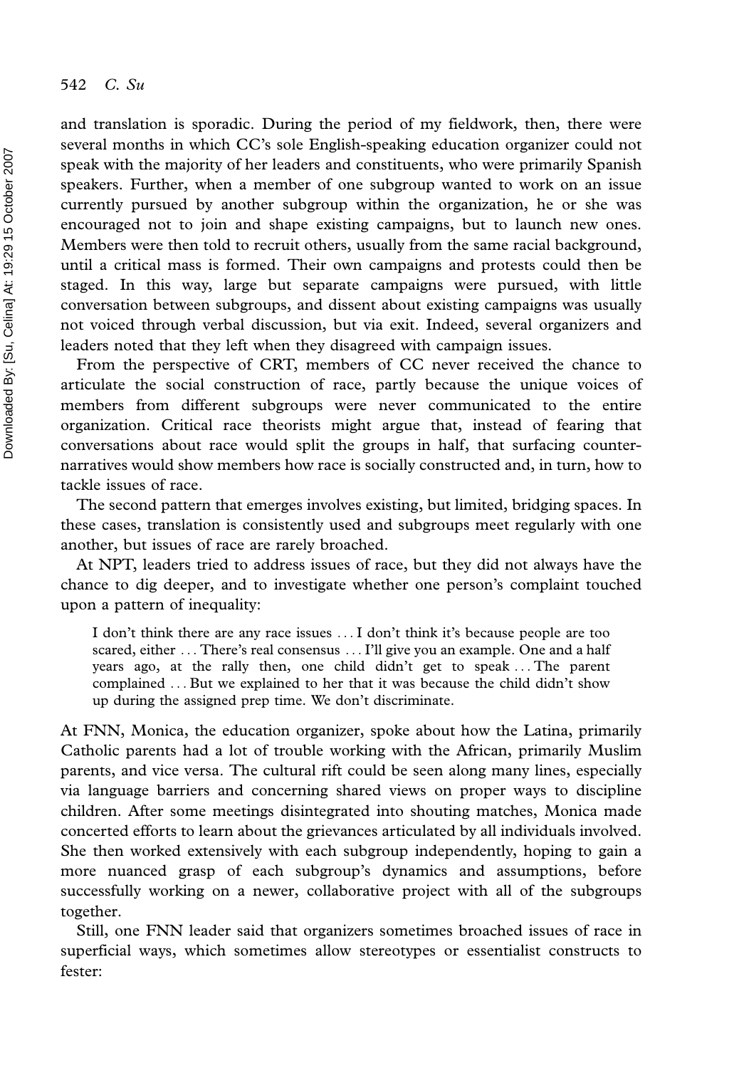and translation is sporadic. During the period of my fieldwork, then, there were several months in which CC's sole English-speaking education organizer could not speak with the majority of her leaders and constituents, who were primarily Spanish speakers. Further, when a member of one subgroup wanted to work on an issue currently pursued by another subgroup within the organization, he or she was encouraged not to join and shape existing campaigns, but to launch new ones. Members were then told to recruit others, usually from the same racial background, until a critical mass is formed. Their own campaigns and protests could then be staged. In this way, large but separate campaigns were pursued, with little conversation between subgroups, and dissent about existing campaigns was usually not voiced through verbal discussion, but via exit. Indeed, several organizers and leaders noted that they left when they disagreed with campaign issues.

From the perspective of CRT, members of CC never received the chance to articulate the social construction of race, partly because the unique voices of members from different subgroups were never communicated to the entire organization. Critical race theorists might argue that, instead of fearing that conversations about race would split the groups in half, that surfacing counter-narratives would show members how race is socially constructed and, in turn, how to tackle issues of race.

The second pattern that emerges involves existing, but limited, bridging spaces. In these cases, translation is consistently used and subgroups meet regularly with one another, but issues of race are rarely broached.

At NPT, leaders tried to address issues of race, but they did not always have the chance to dig deeper, and to investigate whether one person's complaint touched upon a pattern of inequality:

> I don't think there are any race issues … I don't think it's because people are too scared, either … There's real consensus … I'll give you an example. One and a half years ago, at the rally then, one child didn't get to speak … The parent complained … But we explained to her that it was because the child didn't show up during the assigned prep time. We don't discriminate.

At FNN, Monica, the education organizer, spoke about how the Latina, primarily Catholic parents had a lot of trouble working with the African, primarily Muslim parents, and vice versa. The cultural rift could be seen along many lines, especially via language barriers and concerning shared views on proper ways to discipline children. After some meetings disintegrated into shouting matches, Monica made concerted efforts to learn about the grievances articulated by all individuals involved. She then worked extensively with each subgroup independently, hoping to gain a more nuanced grasp of each subgroup's dynamics and assumptions, before successfully working on a newer, collaborative project with all of the subgroups together.

Still, one FNN leader said that organizers sometimes broached issues of race in superficial ways, which sometimes allow stereotypes or essentialist constructs to fester: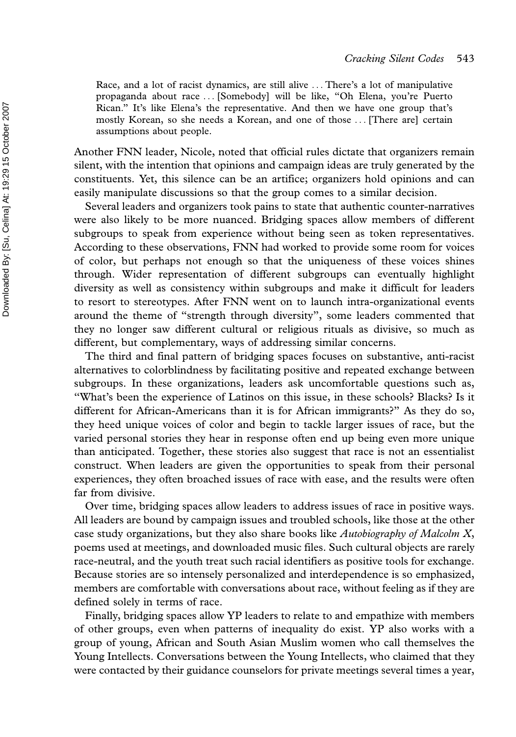> Race, and a lot of racist dynamics, are still alive . . . There's a lot of manipulative propaganda about race . . . [Somebody] will be like, "Oh Elena, you're Puerto Rican." It's like Elena's the representative. And then we have one group that's mostly Korean, so she needs a Korean, and one of those . . . [There are] certain assumptions about people.

Another FNN leader, Nicole, noted that official rules dictate that organizers remain silent, with the intention that opinions and campaign ideas are truly generated by the constituents. Yet, this silence can be an artifice; organizers hold opinions and can easily manipulate discussions so that the group comes to a similar decision.

Several leaders and organizers took pains to state that authentic counter-narratives were also likely to be more nuanced. Bridging spaces allow members of different subgroups to speak from experience without being seen as token representatives. According to these observations, FNN had worked to provide some room for voices of color, but perhaps not enough so that the uniqueness of these voices shines through. Wider representation of different subgroups can eventually highlight diversity as well as consistency within subgroups and make it difficult for leaders to resort to stereotypes. After FNN went on to launch intra-organizational events around the theme of "strength through diversity", some leaders commented that they no longer saw different cultural or religious rituals as divisive, so much as different, but complementary, ways of addressing similar concerns.

The third and final pattern of bridging spaces focuses on substantive, anti-racist alternatives to colorblindness by facilitating positive and repeated exchange between subgroups. In these organizations, leaders ask uncomfortable questions such as, "What's been the experience of Latinos on this issue, in these schools? Blacks? Is it different for African-Americans than it is for African immigrants?" As they do so, they heed unique voices of color and begin to tackle larger issues of race, but the varied personal stories they hear in response often end up being even more unique than anticipated. Together, these stories also suggest that race is not an essentialist construct. When leaders are given the opportunities to speak from their personal experiences, they often broached issues of race with ease, and the results were often far from divisive.

Over time, bridging spaces allow leaders to address issues of race in positive ways. All leaders are bound by campaign issues and troubled schools, like those at the other case study organizations, but they also share books like *Autobiography of Malcolm X*, poems used at meetings, and downloaded music files. Such cultural objects are rarely race-neutral, and the youth treat such racial identifiers as positive tools for exchange. Because stories are so intensely personalized and interdependence is so emphasized, members are comfortable with conversations about race, without feeling as if they are defined solely in terms of race.

Finally, bridging spaces allow YP leaders to relate to and empathize with members of other groups, even when patterns of inequality do exist. YP also works with a group of young, African and South Asian Muslim women who call themselves the Young Intellects. Conversations between the Young Intellects, who claimed that they were contacted by their guidance counselors for private meetings several times a year,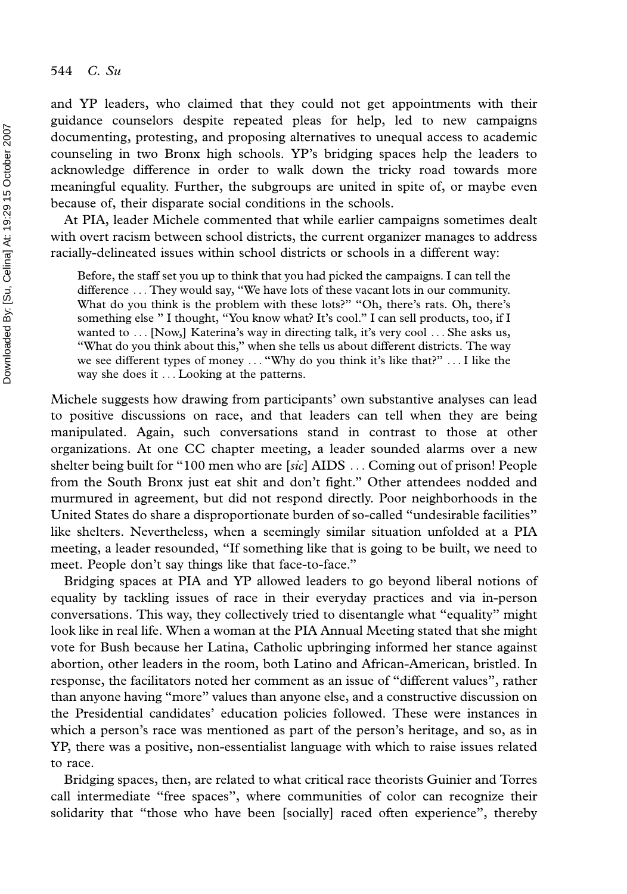and YP leaders, who claimed that they could not get appointments with their guidance counselors despite repeated pleas for help, led to new campaigns documenting, protesting, and proposing alternatives to unequal access to academic counseling in two Bronx high schools. YP's bridging spaces help the leaders to acknowledge difference in order to walk down the tricky road towards more meaningful equality. Further, the subgroups are united in spite of, or maybe even because of, their disparate social conditions in the schools.

At PIA, leader Michele commented that while earlier campaigns sometimes dealt with overt racism between school districts, the current organizer manages to address racially-delineated issues within school districts or schools in a different way:

> Before, the staff set you up to think that you had picked the campaigns. I can tell the difference ... They would say, "We have lots of these vacant lots in our community. What do you think is the problem with these lots?" "Oh, there's rats. Oh, there's something else " I thought, "You know what? It's cool." I can sell products, too, if I wanted to ... [Now,] Katerina's way in directing talk, it's very cool ... She asks us, "What do you think about this," when she tells us about different districts. The way we see different types of money ... "Why do you think it's like that?" ... I like the way she does it ... Looking at the patterns.

Michele suggests how drawing from participants' own substantive analyses can lead to positive discussions on race, and that leaders can tell when they are being manipulated. Again, such conversations stand in contrast to those at other organizations. At one CC chapter meeting, a leader sounded alarms over a new shelter being built for "100 men who are [*sic*] AIDS ... Coming out of prison! People from the South Bronx just eat shit and don't fight." Other attendees nodded and murmured in agreement, but did not respond directly. Poor neighborhoods in the United States do share a disproportionate burden of so-called "undesirable facilities" like shelters. Nevertheless, when a seemingly similar situation unfolded at a PIA meeting, a leader resounded, "If something like that is going to be built, we need to meet. People don't say things like that face-to-face."

Bridging spaces at PIA and YP allowed leaders to go beyond liberal notions of equality by tackling issues of race in their everyday practices and via in-person conversations. This way, they collectively tried to disentangle what "equality" might look like in real life. When a woman at the PIA Annual Meeting stated that she might vote for Bush because her Latina, Catholic upbringing informed her stance against abortion, other leaders in the room, both Latino and African-American, bristled. In response, the facilitators noted her comment as an issue of "different values", rather than anyone having "more" values than anyone else, and a constructive discussion on the Presidential candidates' education policies followed. These were instances in which a person's race was mentioned as part of the person's heritage, and so, as in YP, there was a positive, non-essentialist language with which to raise issues related to race.

Bridging spaces, then, are related to what critical race theorists Guinier and Torres call intermediate "free spaces", where communities of color can recognize their solidarity that "those who have been [socially] raced often experience", thereby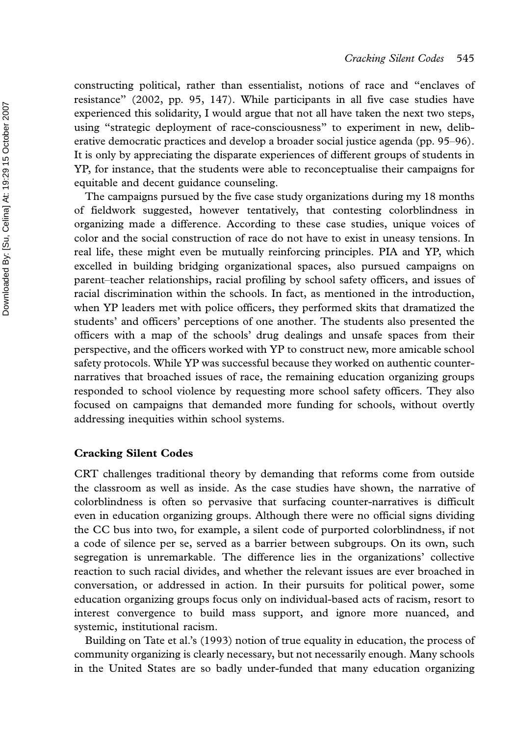constructing political, rather than essentialist, notions of race and "enclaves of resistance" (2002, pp. 95, 147). While participants in all five case studies have experienced this solidarity, I would argue that not all have taken the next two steps, using "strategic deployment of race-consciousness" to experiment in new, deliberative democratic practices and develop a broader social justice agenda (pp. 95–96). It is only by appreciating the disparate experiences of different groups of students in YP, for instance, that the students were able to reconceptualise their campaigns for equitable and decent guidance counseling.

The campaigns pursued by the five case study organizations during my 18 months of fieldwork suggested, however tentatively, that contesting colorblindness in organizing made a difference. According to these case studies, unique voices of color and the social construction of race do not have to exist in uneasy tensions. In real life, these might even be mutually reinforcing principles. PIA and YP, which excelled in building bridging organizational spaces, also pursued campaigns on parent–teacher relationships, racial profiling by school safety officers, and issues of racial discrimination within the schools. In fact, as mentioned in the introduction, when YP leaders met with police officers, they performed skits that dramatized the students' and officers' perceptions of one another. The students also presented the officers with a map of the schools' drug dealings and unsafe spaces from their perspective, and the officers worked with YP to construct new, more amicable school safety protocols. While YP was successful because they worked on authentic counter-narratives that broached issues of race, the remaining education organizing groups responded to school violence by requesting more school safety officers. They also focused on campaigns that demanded more funding for schools, without overtly addressing inequities within school systems.

## Cracking Silent Codes

CRT challenges traditional theory by demanding that reforms come from outside the classroom as well as inside. As the case studies have shown, the narrative of colorblindness is often so pervasive that surfacing counter-narratives is difficult even in education organizing groups. Although there were no official signs dividing the CC bus into two, for example, a silent code of purported colorblindness, if not a code of silence per se, served as a barrier between subgroups. On its own, such segregation is unremarkable. The difference lies in the organizations' collective reaction to such racial divides, and whether the relevant issues are ever broached in conversation, or addressed in action. In their pursuits for political power, some education organizing groups focus only on individual-based acts of racism, resort to interest convergence to build mass support, and ignore more nuanced, and systemic, institutional racism.

Building on Tate et al.'s (1993) notion of true equality in education, the process of community organizing is clearly necessary, but not necessarily enough. Many schools in the United States are so badly under-funded that many education organizing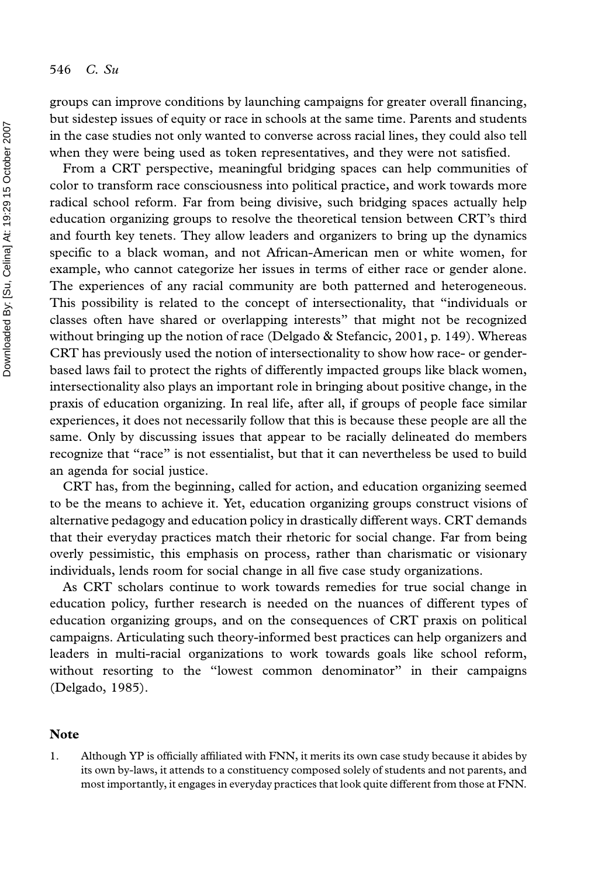groups can improve conditions by launching campaigns for greater overall financing, but sidestep issues of equity or race in schools at the same time. Parents and students in the case studies not only wanted to converse across racial lines, they could also tell when they were being used as token representatives, and they were not satisfied.

From a CRT perspective, meaningful bridging spaces can help communities of color to transform race consciousness into political practice, and work towards more radical school reform. Far from being divisive, such bridging spaces actually help education organizing groups to resolve the theoretical tension between CRT's third and fourth key tenets. They allow leaders and organizers to bring up the dynamics specific to a black woman, and not African-American men or white women, for example, who cannot categorize her issues in terms of either race or gender alone. The experiences of any racial community are both patterned and heterogeneous. This possibility is related to the concept of intersectionality, that "individuals or classes often have shared or overlapping interests" that might not be recognized without bringing up the notion of race (Delgado & Stefancic, 2001, p. 149). Whereas CRT has previously used the notion of intersectionality to show how race- or gender-based laws fail to protect the rights of differently impacted groups like black women, intersectionality also plays an important role in bringing about positive change, in the praxis of education organizing. In real life, after all, if groups of people face similar experiences, it does not necessarily follow that this is because these people are all the same. Only by discussing issues that appear to be racially delineated do members recognize that "race" is not essentialist, but that it can nevertheless be used to build an agenda for social justice.

CRT has, from the beginning, called for action, and education organizing seemed to be the means to achieve it. Yet, education organizing groups construct visions of alternative pedagogy and education policy in drastically different ways. CRT demands that their everyday practices match their rhetoric for social change. Far from being overly pessimistic, this emphasis on process, rather than charismatic or visionary individuals, lends room for social change in all five case study organizations.

As CRT scholars continue to work towards remedies for true social change in education policy, further research is needed on the nuances of different types of education organizing groups, and on the consequences of CRT praxis on political campaigns. Articulating such theory-informed best practices can help organizers and leaders in multi-racial organizations to work towards goals like school reform, without resorting to the "lowest common denominator" in their campaigns (Delgado, 1985).

## Note

1. Although YP is officially affiliated with FNN, it merits its own case study because it abides by its own by-laws, it attends to a constituency composed solely of students and not parents, and most importantly, it engages in everyday practices that look quite different from those at FNN.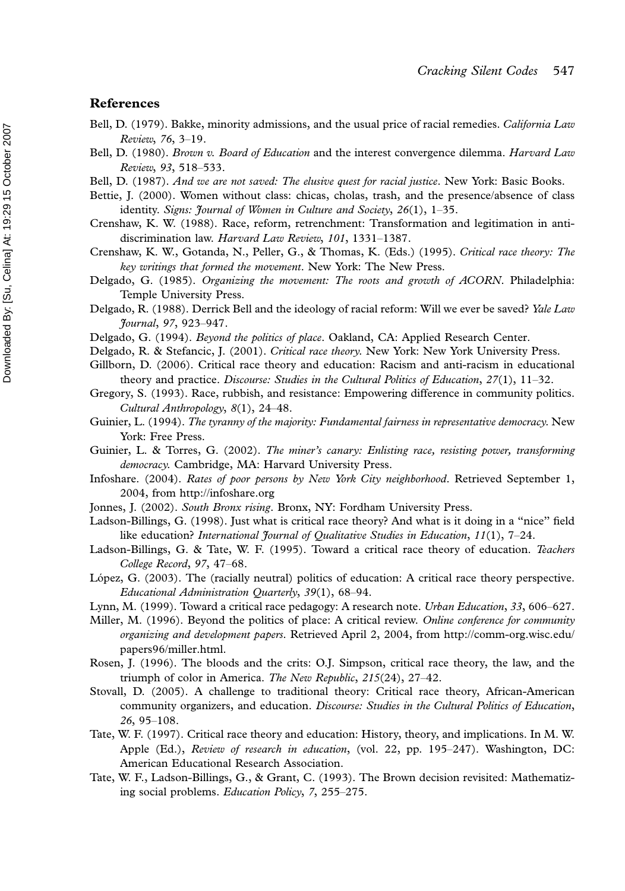## References

Bell, D. (1979). Bakke, minority admissions, and the usual price of racial remedies. *California Law Review*, *76*, 3–19.

Bell, D. (1980). *Brown v. Board of Education* and the interest convergence dilemma. *Harvard Law Review*, *93*, 518–533.

Bell, D. (1987). *And we are not saved: The elusive quest for racial justice*. New York: Basic Books.

Bettie, J. (2000). Women without class: chicas, cholas, trash, and the presence/absence of class identity. *Signs: Journal of Women in Culture and Society*, *26*(1), 1–35.

Crenshaw, K. W. (1988). Race, reform, retrenchment: Transformation and legitimation in anti-discrimination law. *Harvard Law Review*, *101*, 1331–1387.

Crenshaw, K. W., Gotanda, N., Peller, G., & Thomas, K. (Eds.) (1995). *Critical race theory: The key writings that formed the movement*. New York: The New Press.

Delgado, G. (1985). *Organizing the movement: The roots and growth of ACORN*. Philadelphia: Temple University Press.

Delgado, R. (1988). Derrick Bell and the ideology of racial reform: Will we ever be saved? *Yale Law Journal*, *97*, 923–947.

Delgado, G. (1994). *Beyond the politics of place*. Oakland, CA: Applied Research Center.

Delgado, R. & Stefancic, J. (2001). *Critical race theory.* New York: New York University Press.

Gillborn, D. (2006). Critical race theory and education: Racism and anti-racism in educational theory and practice. *Discourse: Studies in the Cultural Politics of Education*, *27*(1), 11–32.

Gregory, S. (1993). Race, rubbish, and resistance: Empowering difference in community politics. *Cultural Anthropology*, *8*(1), 24–48.

Guinier, L. (1994). *The tyranny of the majority: Fundamental fairness in representative democracy.* New York: Free Press.

Guinier, L. & Torres, G. (2002). *The miner's canary: Enlisting race, resisting power, transforming democracy.* Cambridge, MA: Harvard University Press.

Infoshare. (2004). *Rates of poor persons by New York City neighborhood*. Retrieved September 1, 2004, from http://infoshare.org

Jonnes, J. (2002). *South Bronx rising*. Bronx, NY: Fordham University Press.

Ladson-Billings, G. (1998). Just what is critical race theory? And what is it doing in a "nice" field like education? *International Journal of Qualitative Studies in Education*, *11*(1), 7–24.

Ladson-Billings, G. & Tate, W. F. (1995). Toward a critical race theory of education. *Teachers College Record*, *97*, 47–68.

López, G. (2003). The (racially neutral) politics of education: A critical race theory perspective. *Educational Administration Quarterly*, *39*(1), 68–94.

Lynn, M. (1999). Toward a critical race pedagogy: A research note. *Urban Education*, *33*, 606–627.

Miller, M. (1996). Beyond the politics of place: A critical review. *Online conference for community organizing and development papers*. Retrieved April 2, 2004, from http://comm-org.wisc.edu/papers96/miller.html.

Rosen, J. (1996). The bloods and the crits: O.J. Simpson, critical race theory, the law, and the triumph of color in America. *The New Republic*, *215*(24), 27–42.

Stovall, D. (2005). A challenge to traditional theory: Critical race theory, African-American community organizers, and education. *Discourse: Studies in the Cultural Politics of Education*, *26*, 95–108.

Tate, W. F. (1997). Critical race theory and education: History, theory, and implications. In M. W. Apple (Ed.), *Review of research in education*, (vol. 22, pp. 195–247). Washington, DC: American Educational Research Association.

Tate, W. F., Ladson-Billings, G., & Grant, C. (1993). The Brown decision revisited: Mathematizing social problems. *Education Policy*, *7*, 255–275.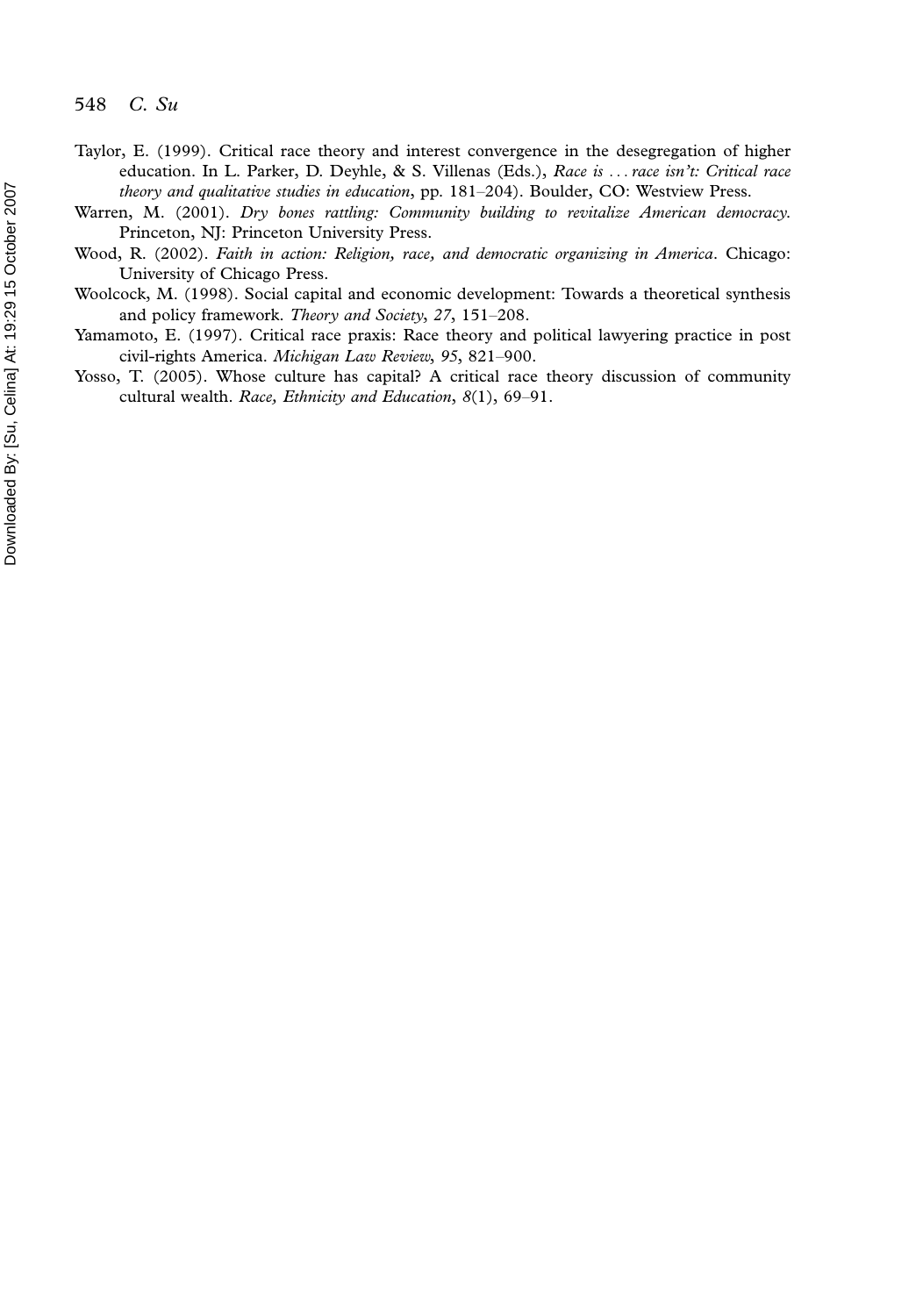Taylor, E. (1999). Critical race theory and interest convergence in the desegregation of higher education. In L. Parker, D. Deyhle, & S. Villenas (Eds.), *Race is ... race isn't: Critical race theory and qualitative studies in education*, pp. 181–204). Boulder, CO: Westview Press.

Warren, M. (2001). *Dry bones rattling: Community building to revitalize American democracy*. Princeton, NJ: Princeton University Press.

Wood, R. (2002). *Faith in action: Religion, race, and democratic organizing in America*. Chicago: University of Chicago Press.

Woolcock, M. (1998). Social capital and economic development: Towards a theoretical synthesis and policy framework. *Theory and Society*, *27*, 151–208.

Yamamoto, E. (1997). Critical race praxis: Race theory and political lawyering practice in post civil-rights America. *Michigan Law Review*, *95*, 821–900.

Yosso, T. (2005). Whose culture has capital? A critical race theory discussion of community cultural wealth. *Race, Ethnicity and Education*, *8*(1), 69–91.